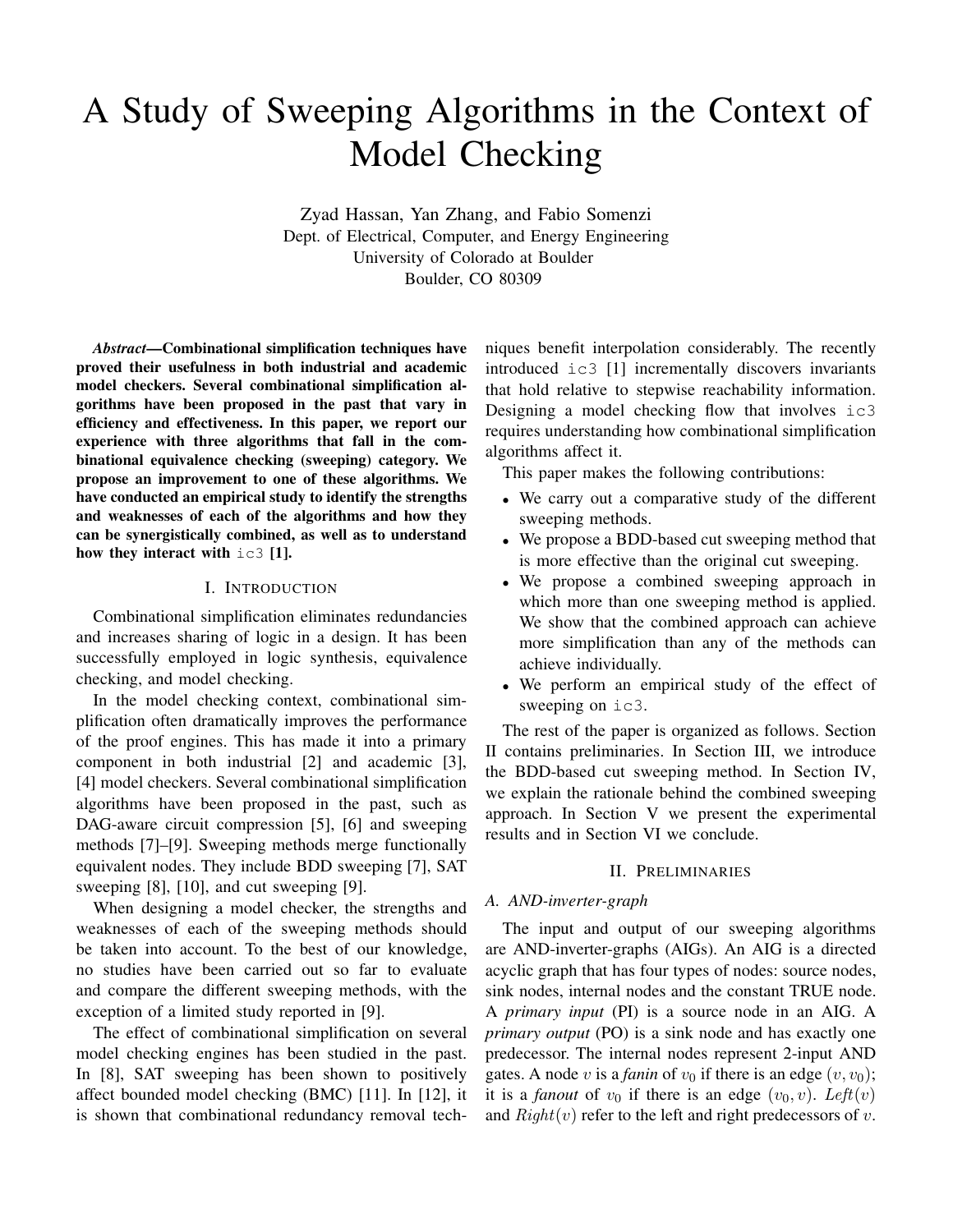# A Study of Sweeping Algorithms in the Context of Model Checking

Zyad Hassan, Yan Zhang, and Fabio Somenzi
Dept. of Electrical, Computer, and Energy Engineering
University of Colorado at Boulder
Boulder, CO 80309

***Abstract*—Combinational simplification techniques have proved their usefulness in both industrial and academic model checkers. Several combinational simplification algorithms have been proposed in the past that vary in efficiency and effectiveness. In this paper, we report our experience with three algorithms that fall in the combinational equivalence checking (sweeping) category. We propose an improvement to one of these algorithms. We have conducted an empirical study to identify the strengths and weaknesses of each of the algorithms and how they can be synergistically combined, as well as to understand how they interact with `ic3` [1].**

## I. Introduction

Combinational simplification eliminates redundancies and increases sharing of logic in a design. It has been successfully employed in logic synthesis, equivalence checking, and model checking.

In the model checking context, combinational simplification often dramatically improves the performance of the proof engines. This has made it into a primary component in both industrial [2] and academic [3], [4] model checkers. Several combinational simplification algorithms have been proposed in the past, such as DAG-aware circuit compression [5], [6] and sweeping methods [7]–[9]. Sweeping methods merge functionally equivalent nodes. They include BDD sweeping [7], SAT sweeping [8], [10], and cut sweeping [9].

When designing a model checker, the strengths and weaknesses of each of the sweeping methods should be taken into account. To the best of our knowledge, no studies have been carried out so far to evaluate and compare the different sweeping methods, with the exception of a limited study reported in [9].

The effect of combinational simplification on several model checking engines has been studied in the past. In [8], SAT sweeping has been shown to positively affect bounded model checking (BMC) [11]. In [12], it is shown that combinational redundancy removal techniques benefit interpolation considerably. The recently introduced `ic3` [1] incrementally discovers invariants that hold relative to stepwise reachability information. Designing a model checking flow that involves `ic3` requires understanding how combinational simplification algorithms affect it.

This paper makes the following contributions:

- We carry out a comparative study of the different sweeping methods.
- We propose a BDD-based cut sweeping method that is more effective than the original cut sweeping.
- We propose a combined sweeping approach in which more than one sweeping method is applied. We show that the combined approach can achieve more simplification than any of the methods can achieve individually.
- We perform an empirical study of the effect of sweeping on `ic3`.

The rest of the paper is organized as follows. Section II contains preliminaries. In Section III, we introduce the BDD-based cut sweeping method. In Section IV, we explain the rationale behind the combined sweeping approach. In Section V we present the experimental results and in Section VI we conclude.

## II. Preliminaries

### A. AND-inverter-graph

The input and output of our sweeping algorithms are AND-inverter-graphs (AIGs). An AIG is a directed acyclic graph that has four types of nodes: source nodes, sink nodes, internal nodes and the constant TRUE node. A *primary input* (PI) is a source node in an AIG. A *primary output* (PO) is a sink node and has exactly one predecessor. The internal nodes represent 2-input AND gates. A node $v$ is a *fanin* of $v_0$ if there is an edge $(v, v_0)$; it is a *fanout* of $v_0$ if there is an edge $(v_0, v)$. $Left(v)$ and $Right(v)$ refer to the left and right predecessors of $v$.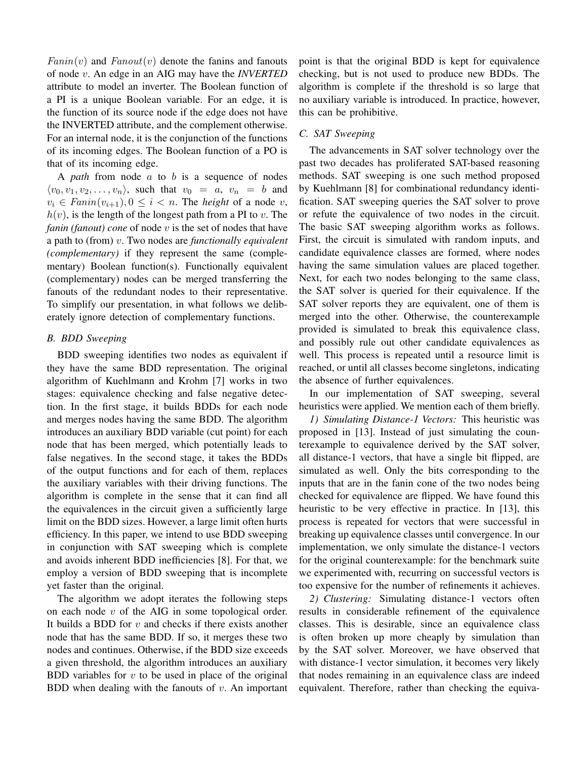$Fanin(v)$ and $Fanout(v)$ denote the fanins and fanouts of node $v$. An edge in an AIG may have the *INVERTED* attribute to model an inverter. The Boolean function of a PI is a unique Boolean variable. For an edge, it is the function of its source node if the edge does not have the INVERTED attribute, and the complement otherwise. For an internal node, it is the conjunction of the functions of its incoming edges. The Boolean function of a PO is that of its incoming edge.

A *path* from node $a$ to $b$ is a sequence of nodes $\langle v_0, v_1, v_2, \ldots, v_n \rangle$, such that $v_0 = a$, $v_n = b$ and $v_i \in Fanin(v_{i+1}), 0 \leq i < n$. The *height* of a node $v$, $h(v)$, is the length of the longest path from a PI to $v$. The *fanin (fanout) cone* of node $v$ is the set of nodes that have a path to (from) $v$. Two nodes are *functionally equivalent (complementary)* if they represent the same (complementary) Boolean function(s). Functionally equivalent (complementary) nodes can be merged transferring the fanouts of the redundant nodes to their representative. To simplify our presentation, in what follows we deliberately ignore detection of complementary functions.

### B. BDD Sweeping

BDD sweeping identifies two nodes as equivalent if they have the same BDD representation. The original algorithm of Kuehlmann and Krohm [7] works in two stages: equivalence checking and false negative detection. In the first stage, it builds BDDs for each node and merges nodes having the same BDD. The algorithm introduces an auxiliary BDD variable (cut point) for each node that has been merged, which potentially leads to false negatives. In the second stage, it takes the BDDs of the output functions and for each of them, replaces the auxiliary variables with their driving functions. The algorithm is complete in the sense that it can find all the equivalences in the circuit given a sufficiently large limit on the BDD sizes. However, a large limit often hurts efficiency. In this paper, we intend to use BDD sweeping in conjunction with SAT sweeping which is complete and avoids inherent BDD inefficiencies [8]. For that, we employ a version of BDD sweeping that is incomplete yet faster than the original.

The algorithm we adopt iterates the following steps on each node $v$ of the AIG in some topological order. It builds a BDD for $v$ and checks if there exists another node that has the same BDD. If so, it merges these two nodes and continues. Otherwise, if the BDD size exceeds a given threshold, the algorithm introduces an auxiliary BDD variables for $v$ to be used in place of the original BDD when dealing with the fanouts of $v$. An important point is that the original BDD is kept for equivalence checking, but is not used to produce new BDDs. The algorithm is complete if the threshold is so large that no auxiliary variable is introduced. In practice, however, this can be prohibitive.

### C. SAT Sweeping

The advancements in SAT solver technology over the past two decades has proliferated SAT-based reasoning methods. SAT sweeping is one such method proposed by Kuehlmann [8] for combinational redundancy identification. SAT sweeping queries the SAT solver to prove or refute the equivalence of two nodes in the circuit. The basic SAT sweeping algorithm works as follows. First, the circuit is simulated with random inputs, and candidate equivalence classes are formed, where nodes having the same simulation values are placed together. Next, for each two nodes belonging to the same class, the SAT solver is queried for their equivalence. If the SAT solver reports they are equivalent, one of them is merged into the other. Otherwise, the counterexample provided is simulated to break this equivalence class, and possibly rule out other candidate equivalences as well. This process is repeated until a resource limit is reached, or until all classes become singletons, indicating the absence of further equivalences.

In our implementation of SAT sweeping, several heuristics were applied. We mention each of them briefly.

*1) Simulating Distance-1 Vectors:* This heuristic was proposed in [13]. Instead of just simulating the counterexample to equivalence derived by the SAT solver, all distance-1 vectors, that have a single bit flipped, are simulated as well. Only the bits corresponding to the inputs that are in the fanin cone of the two nodes being checked for equivalence are flipped. We have found this heuristic to be very effective in practice. In [13], this process is repeated for vectors that were successful in breaking up equivalence classes until convergence. In our implementation, we only simulate the distance-1 vectors for the original counterexample: for the benchmark suite we experimented with, recurring on successful vectors is too expensive for the number of refinements it achieves.

*2) Clustering:* Simulating distance-1 vectors often results in considerable refinement of the equivalence classes. This is desirable, since an equivalence class is often broken up more cheaply by simulation than by the SAT solver. Moreover, we have observed that with distance-1 vector simulation, it becomes very likely that nodes remaining in an equivalence class are indeed equivalent. Therefore, rather than checking the equiva-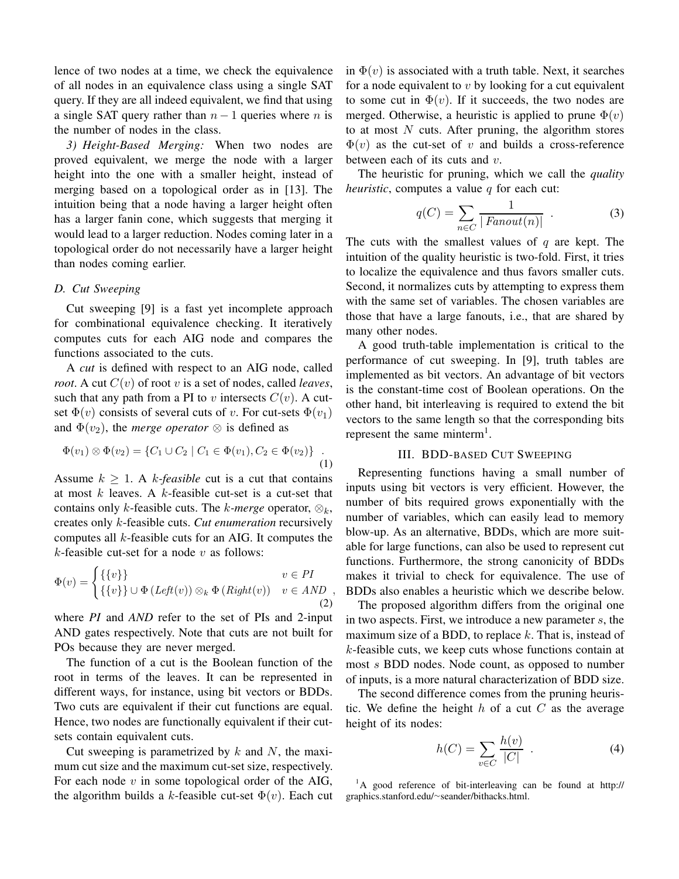lence of two nodes at a time, we check the equivalence of all nodes in an equivalence class using a single SAT query. If they are all indeed equivalent, we find that using a single SAT query rather than $n-1$ queries where $n$ is the number of nodes in the class.

*3) Height-Based Merging:* When two nodes are proved equivalent, we merge the node with a larger height into the one with a smaller height, instead of merging based on a topological order as in [13]. The intuition being that a node having a larger height often has a larger fanin cone, which suggests that merging it would lead to a larger reduction. Nodes coming later in a topological order do not necessarily have a larger height than nodes coming earlier.

### D. Cut Sweeping

Cut sweeping [9] is a fast yet incomplete approach for combinational equivalence checking. It iteratively computes cuts for each AIG node and compares the functions associated to the cuts.

A *cut* is defined with respect to an AIG node, called *root*. A cut $C(v)$ of root $v$ is a set of nodes, called *leaves*, such that any path from a PI to $v$ intersects $C(v)$. A cut-set $\Phi(v)$ consists of several cuts of $v$. For cut-sets $\Phi(v_1)$ and $\Phi(v_2)$, the *merge operator* $\otimes$ is defined as

$$\Phi(v_1) \otimes \Phi(v_2) = \{C_1 \cup C_2 \mid C_1 \in \Phi(v_1), C_2 \in \Phi(v_2)\} \quad . \tag{1}$$

Assume $k \geq 1$. A *k-feasible* cut is a cut that contains at most $k$ leaves. A $k$-feasible cut-set is a cut-set that contains only $k$-feasible cuts. The *k-merge* operator, $\otimes_k$, creates only $k$-feasible cuts. *Cut enumeration* recursively computes all $k$-feasible cuts for an AIG. It computes the $k$-feasible cut-set for a node $v$ as follows:

$$\Phi(v) = \begin{cases} \{\{v\}\} & v \in PI \\ \{\{v\}\} \cup \Phi\left(Left(v)\right) \otimes_k \Phi\left(Right(v)\right) & v \in AND \end{cases} , \tag{2}$$

where *PI* and *AND* refer to the set of PIs and 2-input AND gates respectively. Note that cuts are not built for POs because they are never merged.

The function of a cut is the Boolean function of the root in terms of the leaves. It can be represented in different ways, for instance, using bit vectors or BDDs. Two cuts are equivalent if their cut functions are equal. Hence, two nodes are functionally equivalent if their cut-sets contain equivalent cuts.

Cut sweeping is parametrized by $k$ and $N$, the maximum cut size and the maximum cut-set size, respectively. For each node $v$ in some topological order of the AIG, the algorithm builds a $k$-feasible cut-set $\Phi(v)$. Each cut in $\Phi(v)$ is associated with a truth table. Next, it searches for a node equivalent to $v$ by looking for a cut equivalent to some cut in $\Phi(v)$. If it succeeds, the two nodes are merged. Otherwise, a heuristic is applied to prune $\Phi(v)$ to at most $N$ cuts. After pruning, the algorithm stores $\Phi(v)$ as the cut-set of $v$ and builds a cross-reference between each of its cuts and $v$.

The heuristic for pruning, which we call the *quality heuristic*, computes a value $q$ for each cut:

$$q(C) = \sum_{n \in C} \frac{1}{\mid Fanout(n) \mid} \quad . \tag{3}$$

The cuts with the smallest values of $q$ are kept. The intuition of the quality heuristic is two-fold. First, it tries to localize the equivalence and thus favors smaller cuts. Second, it normalizes cuts by attempting to express them with the same set of variables. The chosen variables are those that have a large fanouts, i.e., that are shared by many other nodes.

A good truth-table implementation is critical to the performance of cut sweeping. In [9], truth tables are implemented as bit vectors. An advantage of bit vectors is the constant-time cost of Boolean operations. On the other hand, bit interleaving is required to extend the bit vectors to the same length so that the corresponding bits represent the same minterm[1].

## III. BDD-based Cut Sweeping

Representing functions having a small number of inputs using bit vectors is very efficient. However, the number of bits required grows exponentially with the number of variables, which can easily lead to memory blow-up. As an alternative, BDDs, which are more suitable for large functions, can also be used to represent cut functions. Furthermore, the strong canonicity of BDDs makes it trivial to check for equivalence. The use of BDDs also enables a heuristic which we describe below.

The proposed algorithm differs from the original one in two aspects. First, we introduce a new parameter $s$, the maximum size of a BDD, to replace $k$. That is, instead of $k$-feasible cuts, we keep cuts whose functions contain at most $s$ BDD nodes. Node count, as opposed to number of inputs, is a more natural characterization of BDD size.

The second difference comes from the pruning heuristic. We define the height $h$ of a cut $C$ as the average height of its nodes:

$$h(C) = \sum_{v \in C} \frac{h(v)}{|C|} \quad . \tag{4}$$

[1] A good reference of bit-interleaving can be found at http://graphics.stanford.edu/~seander/bithacks.html.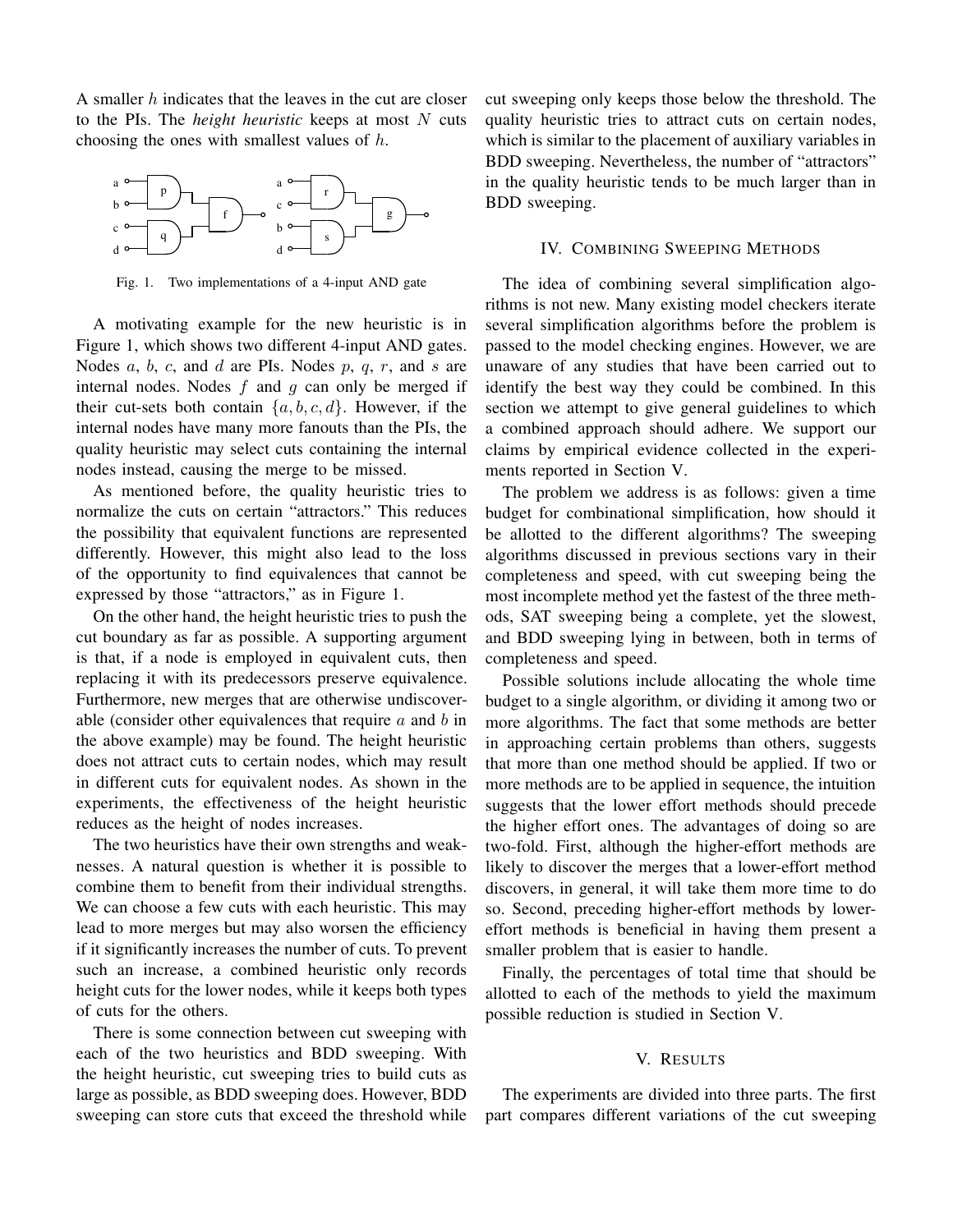A smaller $h$ indicates that the leaves in the cut are closer to the PIs. The *height heuristic* keeps at most $N$ cuts choosing the ones with smallest values of $h$.

Fig. 1. Two implementations of a 4-input AND gate

A motivating example for the new heuristic is in Figure 1, which shows two different 4-input AND gates. Nodes $a$, $b$, $c$, and $d$ are PIs. Nodes $p$, $q$, $r$, and $s$ are internal nodes. Nodes $f$ and $g$ can only be merged if their cut-sets both contain $\{a, b, c, d\}$. However, if the internal nodes have many more fanouts than the PIs, the quality heuristic may select cuts containing the internal nodes instead, causing the merge to be missed.

As mentioned before, the quality heuristic tries to normalize the cuts on certain "attractors." This reduces the possibility that equivalent functions are represented differently. However, this might also lead to the loss of the opportunity to find equivalences that cannot be expressed by those "attractors," as in Figure 1.

On the other hand, the height heuristic tries to push the cut boundary as far as possible. A supporting argument is that, if a node is employed in equivalent cuts, then replacing it with its predecessors preserve equivalence. Furthermore, new merges that are otherwise undiscoverable (consider other equivalences that require $a$ and $b$ in the above example) may be found. The height heuristic does not attract cuts to certain nodes, which may result in different cuts for equivalent nodes. As shown in the experiments, the effectiveness of the height heuristic reduces as the height of nodes increases.

The two heuristics have their own strengths and weaknesses. A natural question is whether it is possible to combine them to benefit from their individual strengths. We can choose a few cuts with each heuristic. This may lead to more merges but may also worsen the efficiency if it significantly increases the number of cuts. To prevent such an increase, a combined heuristic only records height cuts for the lower nodes, while it keeps both types of cuts for the others.

There is some connection between cut sweeping with each of the two heuristics and BDD sweeping. With the height heuristic, cut sweeping tries to build cuts as large as possible, as BDD sweeping does. However, BDD sweeping can store cuts that exceed the threshold while cut sweeping only keeps those below the threshold. The quality heuristic tries to attract cuts on certain nodes, which is similar to the placement of auxiliary variables in BDD sweeping. Nevertheless, the number of "attractors" in the quality heuristic tends to be much larger than in BDD sweeping.

## IV. Combining Sweeping Methods

The idea of combining several simplification algorithms is not new. Many existing model checkers iterate several simplification algorithms before the problem is passed to the model checking engines. However, we are unaware of any studies that have been carried out to identify the best way they could be combined. In this section we attempt to give general guidelines to which a combined approach should adhere. We support our claims by empirical evidence collected in the experiments reported in Section V.

The problem we address is as follows: given a time budget for combinational simplification, how should it be allotted to the different algorithms? The sweeping algorithms discussed in previous sections vary in their completeness and speed, with cut sweeping being the most incomplete method yet the fastest of the three methods, SAT sweeping being a complete, yet the slowest, and BDD sweeping lying in between, both in terms of completeness and speed.

Possible solutions include allocating the whole time budget to a single algorithm, or dividing it among two or more algorithms. The fact that some methods are better in approaching certain problems than others, suggests that more than one method should be applied. If two or more methods are to be applied in sequence, the intuition suggests that the lower effort methods should precede the higher effort ones. The advantages of doing so are two-fold. First, although the higher-effort methods are likely to discover the merges that a lower-effort method discovers, in general, it will take them more time to do so. Second, preceding higher-effort methods by lower-effort methods is beneficial in having them present a smaller problem that is easier to handle.

Finally, the percentages of total time that should be allotted to each of the methods to yield the maximum possible reduction is studied in Section V.

## V. Results

The experiments are divided into three parts. The first part compares different variations of the cut sweeping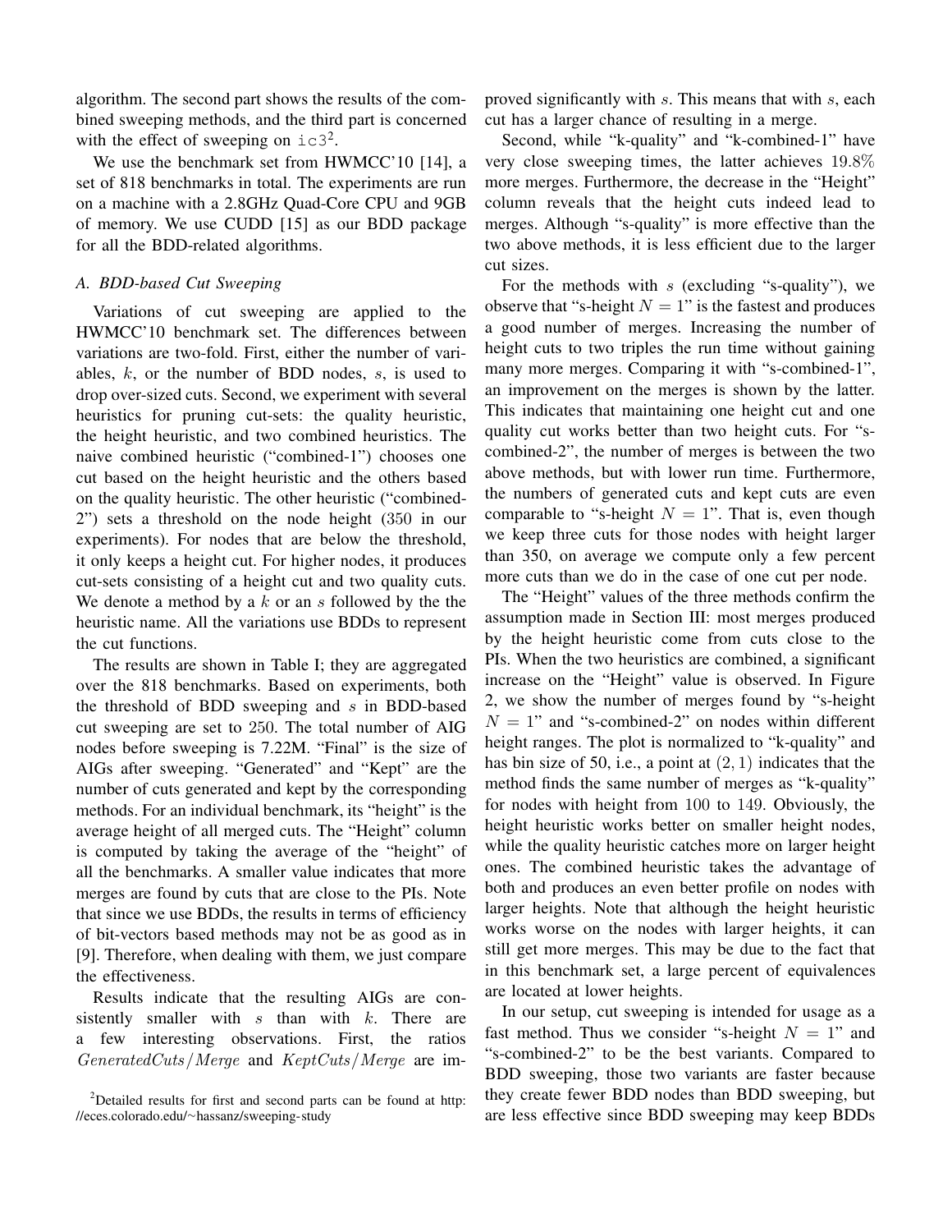algorithm. The second part shows the results of the combined sweeping methods, and the third part is concerned with the effect of sweeping on ic3[2].

We use the benchmark set from HWMCC'10 [14], a set of 818 benchmarks in total. The experiments are run on a machine with a 2.8GHz Quad-Core CPU and 9GB of memory. We use CUDD [15] as our BDD package for all the BDD-related algorithms.

### A. BDD-based Cut Sweeping

Variations of cut sweeping are applied to the HWMCC'10 benchmark set. The differences between variations are two-fold. First, either the number of variables, $k$, or the number of BDD nodes, $s$, is used to drop over-sized cuts. Second, we experiment with several heuristics for pruning cut-sets: the quality heuristic, the height heuristic, and two combined heuristics. The naive combined heuristic ("combined-1") chooses one cut based on the height heuristic and the others based on the quality heuristic. The other heuristic ("combined-2") sets a threshold on the node height (350 in our experiments). For nodes that are below the threshold, it only keeps a height cut. For higher nodes, it produces cut-sets consisting of a height cut and two quality cuts. We denote a method by a $k$ or an $s$ followed by the the heuristic name. All the variations use BDDs to represent the cut functions.

The results are shown in Table I; they are aggregated over the 818 benchmarks. Based on experiments, both the threshold of BDD sweeping and $s$ in BDD-based cut sweeping are set to 250. The total number of AIG nodes before sweeping is 7.22M. "Final" is the size of AIGs after sweeping. "Generated" and "Kept" are the number of cuts generated and kept by the corresponding methods. For an individual benchmark, its "height" is the average height of all merged cuts. The "Height" column is computed by taking the average of the "height" of all the benchmarks. A smaller value indicates that more merges are found by cuts that are close to the PIs. Note that since we use BDDs, the results in terms of efficiency of bit-vectors based methods may not be as good as in [9]. Therefore, when dealing with them, we just compare the effectiveness.

Results indicate that the resulting AIGs are consistently smaller with $s$ than with $k$. There are a few interesting observations. First, the ratios $GeneratedCuts/Merge$ and $KeptCuts/Merge$ are improved significantly with $s$. This means that with $s$, each cut has a larger chance of resulting in a merge.

Second, while "k-quality" and "k-combined-1" have very close sweeping times, the latter achieves 19.8% more merges. Furthermore, the decrease in the "Height" column reveals that the height cuts indeed lead to merges. Although "s-quality" is more effective than the two above methods, it is less efficient due to the larger cut sizes.

For the methods with $s$ (excluding "s-quality"), we observe that "s-height $N = 1$" is the fastest and produces a good number of merges. Increasing the number of height cuts to two triples the run time without gaining many more merges. Comparing it with "s-combined-1", an improvement on the merges is shown by the latter. This indicates that maintaining one height cut and one quality cut works better than two height cuts. For "s-combined-2", the number of merges is between the two above methods, but with lower run time. Furthermore, the numbers of generated cuts and kept cuts are even comparable to "s-height $N = 1$". That is, even though we keep three cuts for those nodes with height larger than 350, on average we compute only a few percent more cuts than we do in the case of one cut per node.

The "Height" values of the three methods confirm the assumption made in Section III: most merges produced by the height heuristic come from cuts close to the PIs. When the two heuristics are combined, a significant increase on the "Height" value is observed. In Figure 2, we show the number of merges found by "s-height $N = 1$" and "s-combined-2" on nodes within different height ranges. The plot is normalized to "k-quality" and has bin size of 50, i.e., a point at $(2, 1)$ indicates that the method finds the same number of merges as "k-quality" for nodes with height from 100 to 149. Obviously, the height heuristic works better on smaller height nodes, while the quality heuristic catches more on larger height ones. The combined heuristic takes the advantage of both and produces an even better profile on nodes with larger heights. Note that although the height heuristic works worse on the nodes with larger heights, it can still get more merges. This may be due to the fact that in this benchmark set, a large percent of equivalences are located at lower heights.

In our setup, cut sweeping is intended for usage as a fast method. Thus we consider "s-height $N = 1$" and "s-combined-2" to be the best variants. Compared to BDD sweeping, those two variants are faster because they create fewer BDD nodes than BDD sweeping, but are less effective since BDD sweeping may keep BDDs

[2] Detailed results for first and second parts can be found at http://eces.colorado.edu/~hassanz/sweeping-study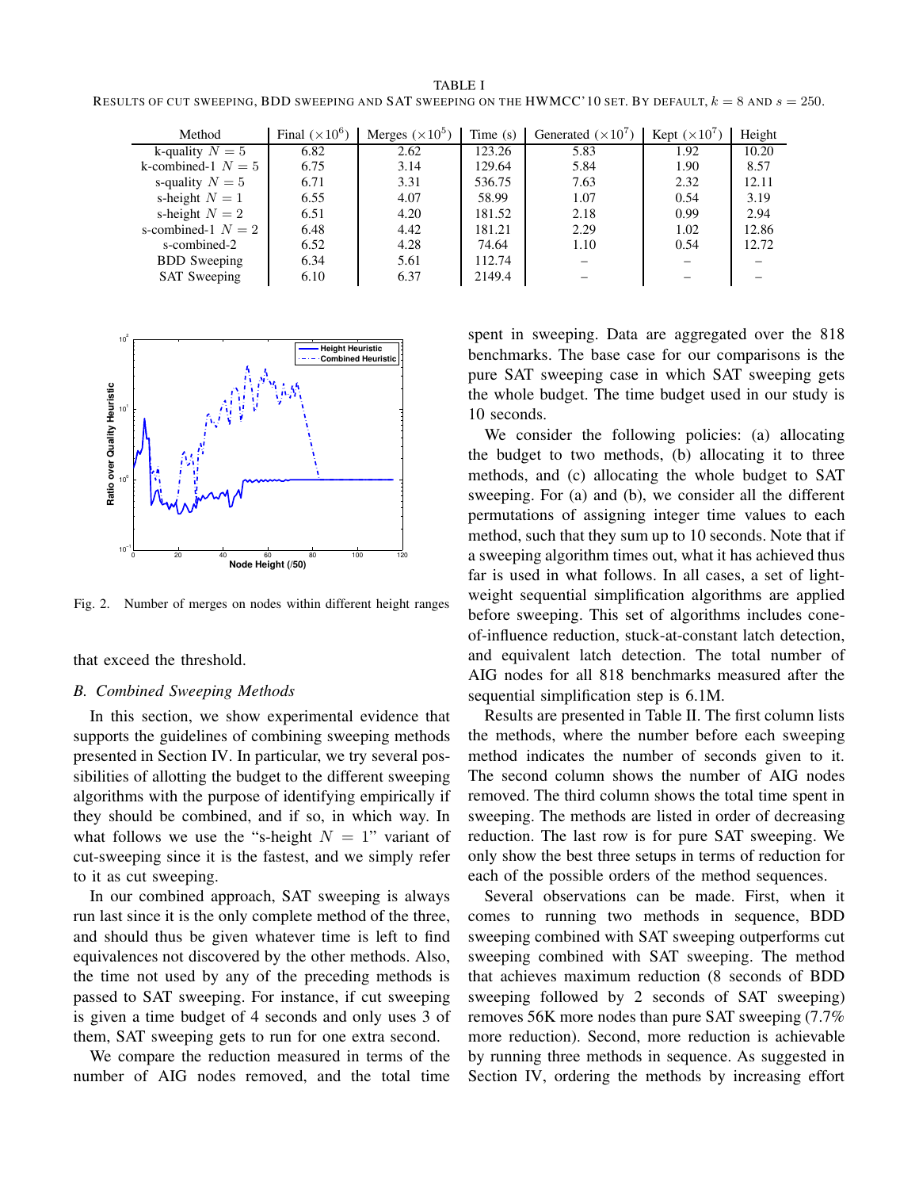TABLE I

RESULTS OF CUT SWEEPING, BDD SWEEPING AND SAT SWEEPING ON THE HWMCC'10 SET. BY DEFAULT, $k = 8$ AND $s = 250$.

| Method | Final ($\times 10^6$) | Merges ($\times 10^5$) | Time (s) | Generated ($\times 10^7$) | Kept ($\times 10^7$) | Height |
|---|---|---|---|---|---|---|
| k-quality $N = 5$ | 6.82 | 2.62 | 123.26 | 5.83 | 1.92 | 10.20 |
| k-combined-1 $N = 5$ | 6.75 | 3.14 | 129.64 | 5.84 | 1.90 | 8.57 |
| s-quality $N = 5$ | 6.71 | 3.31 | 536.75 | 7.63 | 2.32 | 12.11 |
| s-height $N = 1$ | 6.55 | 4.07 | 58.99 | 1.07 | 0.54 | 3.19 |
| s-height $N = 2$ | 6.51 | 4.20 | 181.52 | 2.18 | 0.99 | 2.94 |
| s-combined-1 $N = 2$ | 6.48 | 4.42 | 181.21 | 2.29 | 1.02 | 12.86 |
| s-combined-2 | 6.52 | 4.28 | 74.64 | 1.10 | 0.54 | 12.72 |
| BDD Sweeping | 6.34 | 5.61 | 112.74 | – | – | – |
| SAT Sweeping | 6.10 | 6.37 | 2149.4 | – | – | – |

Fig. 2. Number of merges on nodes within different height ranges

that exceed the threshold.

### B. Combined Sweeping Methods

In this section, we show experimental evidence that supports the guidelines of combining sweeping methods presented in Section IV. In particular, we try several possibilities of allotting the budget to the different sweeping algorithms with the purpose of identifying empirically if they should be combined, and if so, in which way. In what follows we use the "s-height $N = 1$" variant of cut-sweeping since it is the fastest, and we simply refer to it as cut sweeping.

In our combined approach, SAT sweeping is always run last since it is the only complete method of the three, and should thus be given whatever time is left to find equivalences not discovered by the other methods. Also, the time not used by any of the preceding methods is passed to SAT sweeping. For instance, if cut sweeping is given a time budget of 4 seconds and only uses 3 of them, SAT sweeping gets to run for one extra second.

We compare the reduction measured in terms of the number of AIG nodes removed, and the total time spent in sweeping. Data are aggregated over the 818 benchmarks. The base case for our comparisons is the pure SAT sweeping case in which SAT sweeping gets the whole budget. The time budget used in our study is 10 seconds.

We consider the following policies: (a) allocating the budget to two methods, (b) allocating it to three methods, and (c) allocating the whole budget to SAT sweeping. For (a) and (b), we consider all the different permutations of assigning integer time values to each method, such that they sum up to 10 seconds. Note that if a sweeping algorithm times out, what it has achieved thus far is used in what follows. In all cases, a set of lightweight sequential simplification algorithms are applied before sweeping. This set of algorithms includes cone-of-influence reduction, stuck-at-constant latch detection, and equivalent latch detection. The total number of AIG nodes for all 818 benchmarks measured after the sequential simplification step is 6.1M.

Results are presented in Table II. The first column lists the methods, where the number before each sweeping method indicates the number of seconds given to it. The second column shows the number of AIG nodes removed. The third column shows the total time spent in sweeping. The methods are listed in order of decreasing reduction. The last row is for pure SAT sweeping. We only show the best three setups in terms of reduction for each of the possible orders of the method sequences.

Several observations can be made. First, when it comes to running two methods in sequence, BDD sweeping combined with SAT sweeping outperforms cut sweeping combined with SAT sweeping. The method that achieves maximum reduction (8 seconds of BDD sweeping followed by 2 seconds of SAT sweeping) removes 56K more nodes than pure SAT sweeping (7.7% more reduction). Second, more reduction is achievable by running three methods in sequence. As suggested in Section IV, ordering the methods by increasing effort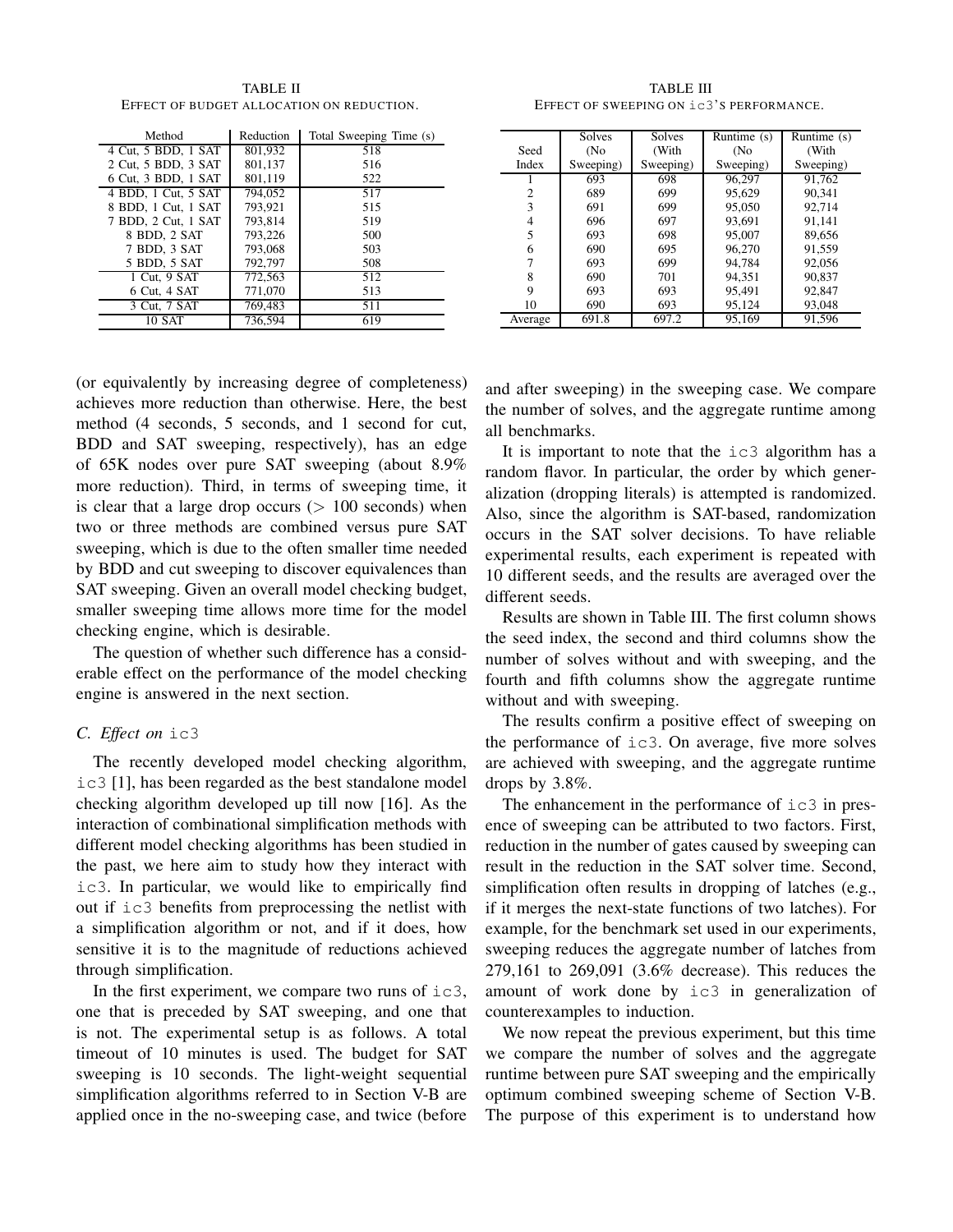TABLE II
EFFECT OF BUDGET ALLOCATION ON REDUCTION.

| Method | Reduction | Total Sweeping Time (s) |
|---|---|---|
| 4 Cut, 5 BDD, 1 SAT | 801,932 | 518 |
| 2 Cut, 5 BDD, 3 SAT | 801,137 | 516 |
| 6 Cut, 3 BDD, 1 SAT | 801,119 | 522 |
| 4 BDD, 1 Cut, 5 SAT | 794,052 | 517 |
| 8 BDD, 1 Cut, 1 SAT | 793,921 | 515 |
| 7 BDD, 2 Cut, 1 SAT | 793,814 | 519 |
| 8 BDD, 2 SAT | 793,226 | 500 |
| 7 BDD, 3 SAT | 793,068 | 503 |
| 5 BDD, 5 SAT | 792,797 | 508 |
| 1 Cut, 9 SAT | 772,563 | 512 |
| 6 Cut, 4 SAT | 771,070 | 513 |
| 3 Cut, 7 SAT | 769,483 | 511 |
| 10 SAT | 736,594 | 619 |

TABLE III
EFFECT OF SWEEPING ON ic3'S PERFORMANCE.

| Seed Index | Solves (No Sweeping) | Solves (With Sweeping) | Runtime (s) (No Sweeping) | Runtime (s) (With Sweeping) |
|---|---|---|---|---|
| 1 | 693 | 698 | 96,297 | 91,762 |
| 2 | 689 | 699 | 95,629 | 90,341 |
| 3 | 691 | 699 | 95,050 | 92,714 |
| 4 | 696 | 697 | 93,691 | 91,141 |
| 5 | 693 | 698 | 95,007 | 89,656 |
| 6 | 690 | 695 | 96,270 | 91,559 |
| 7 | 693 | 699 | 94,784 | 92,056 |
| 8 | 690 | 701 | 94,351 | 90,837 |
| 9 | 693 | 693 | 95,491 | 92,847 |
| 10 | 690 | 693 | 95,124 | 93,048 |
| Average | 691.8 | 697.2 | 95,169 | 91,596 |

(or equivalently by increasing degree of completeness) achieves more reduction than otherwise. Here, the best method (4 seconds, 5 seconds, and 1 second for cut, BDD and SAT sweeping, respectively), has an edge of 65K nodes over pure SAT sweeping (about 8.9% more reduction). Third, in terms of sweeping time, it is clear that a large drop occurs (> 100 seconds) when two or three methods are combined versus pure SAT sweeping, which is due to the often smaller time needed by BDD and cut sweeping to discover equivalences than SAT sweeping. Given an overall model checking budget, smaller sweeping time allows more time for the model checking engine, which is desirable.

The question of whether such difference has a considerable effect on the performance of the model checking engine is answered in the next section.

### C. *Effect on* ic3

The recently developed model checking algorithm, ic3 [1], has been regarded as the best standalone model checking algorithm developed up till now [16]. As the interaction of combinational simplification methods with different model checking algorithms has been studied in the past, we here aim to study how they interact with ic3. In particular, we would like to empirically find out if ic3 benefits from preprocessing the netlist with a simplification algorithm or not, and if it does, how sensitive it is to the magnitude of reductions achieved through simplification.

In the first experiment, we compare two runs of ic3, one that is preceded by SAT sweeping, and one that is not. The experimental setup is as follows. A total timeout of 10 minutes is used. The budget for SAT sweeping is 10 seconds. The light-weight sequential simplification algorithms referred to in Section V-B are applied once in the no-sweeping case, and twice (before and after sweeping) in the sweeping case. We compare the number of solves, and the aggregate runtime among all benchmarks.

It is important to note that the ic3 algorithm has a random flavor. In particular, the order by which generalization (dropping literals) is attempted is randomized. Also, since the algorithm is SAT-based, randomization occurs in the SAT solver decisions. To have reliable experimental results, each experiment is repeated with 10 different seeds, and the results are averaged over the different seeds.

Results are shown in Table III. The first column shows the seed index, the second and third columns show the number of solves without and with sweeping, and the fourth and fifth columns show the aggregate runtime without and with sweeping.

The results confirm a positive effect of sweeping on the performance of ic3. On average, five more solves are achieved with sweeping, and the aggregate runtime drops by 3.8%.

The enhancement in the performance of ic3 in presence of sweeping can be attributed to two factors. First, reduction in the number of gates caused by sweeping can result in the reduction in the SAT solver time. Second, simplification often results in dropping of latches (e.g., if it merges the next-state functions of two latches). For example, for the benchmark set used in our experiments, sweeping reduces the aggregate number of latches from 279,161 to 269,091 (3.6% decrease). This reduces the amount of work done by ic3 in generalization of counterexamples to induction.

We now repeat the previous experiment, but this time we compare the number of solves and the aggregate runtime between pure SAT sweeping and the empirically optimum combined sweeping scheme of Section V-B. The purpose of this experiment is to understand how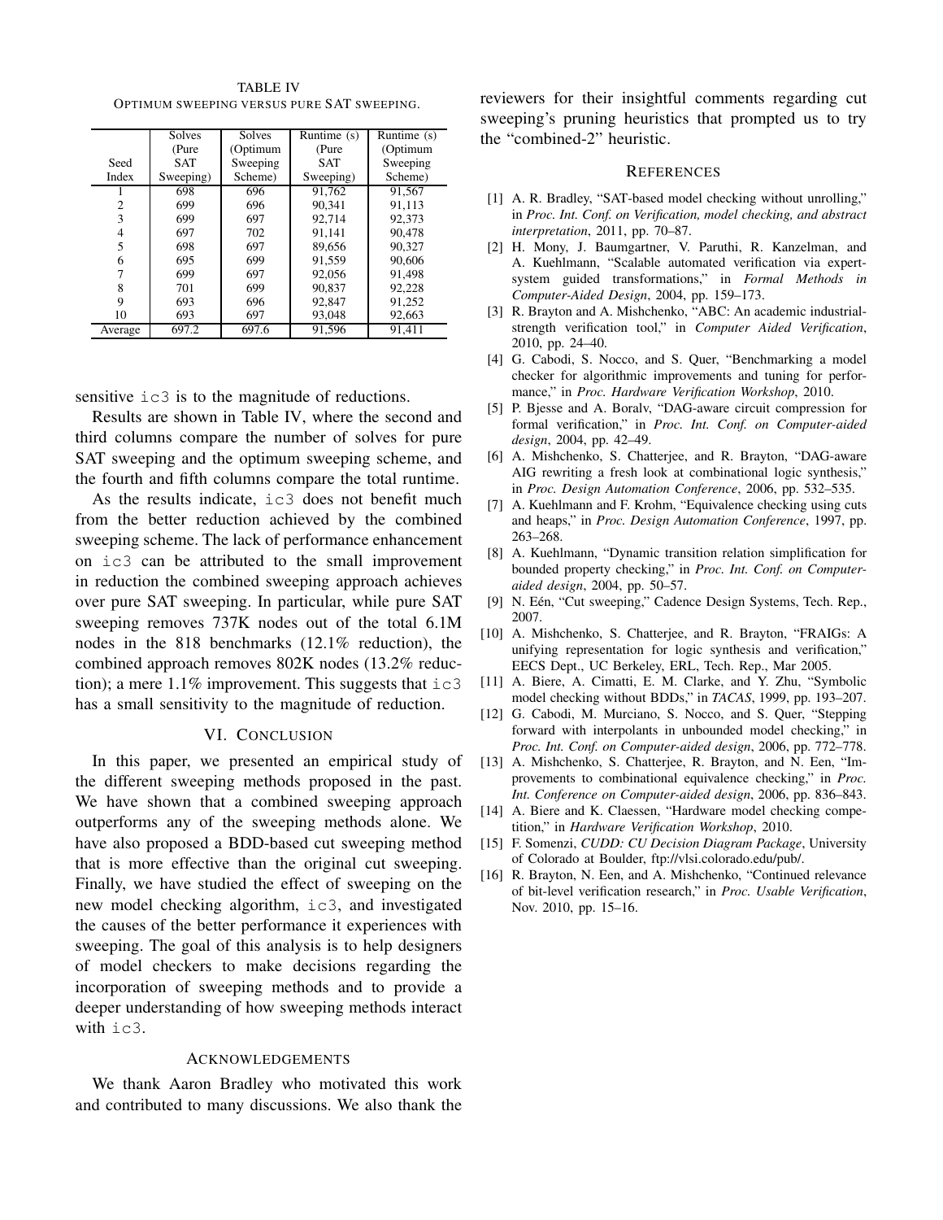TABLE IV
OPTIMUM SWEEPING VERSUS PURE SAT SWEEPING.

| Seed Index | Solves (Pure SAT Sweeping) | Solves (Optimum Sweeping Scheme) | Runtime (s) (Pure SAT Sweeping) | Runtime (s) (Optimum Sweeping Scheme) |
|---|---|---|---|---|
| 1 | 698 | 696 | 91,762 | 91,567 |
| 2 | 699 | 696 | 90,341 | 91,113 |
| 3 | 699 | 697 | 92,714 | 92,373 |
| 4 | 697 | 702 | 91,141 | 90,478 |
| 5 | 698 | 697 | 89,656 | 90,327 |
| 6 | 695 | 699 | 91,559 | 90,606 |
| 7 | 699 | 697 | 92,056 | 91,498 |
| 8 | 701 | 699 | 90,837 | 92,228 |
| 9 | 693 | 696 | 92,847 | 91,252 |
| 10 | 693 | 697 | 93,048 | 92,663 |
| Average | 697.2 | 697.6 | 91,596 | 91,411 |

sensitive `ic3` is to the magnitude of reductions.

Results are shown in Table IV, where the second and third columns compare the number of solves for pure SAT sweeping and the optimum sweeping scheme, and the fourth and fifth columns compare the total runtime.

As the results indicate, `ic3` does not benefit much from the better reduction achieved by the combined sweeping scheme. The lack of performance enhancement on `ic3` can be attributed to the small improvement in reduction the combined sweeping approach achieves over pure SAT sweeping. In particular, while pure SAT sweeping removes 737K nodes out of the total 6.1M nodes in the 818 benchmarks (12.1% reduction), the combined approach removes 802K nodes (13.2% reduction); a mere 1.1% improvement. This suggests that `ic3` has a small sensitivity to the magnitude of reduction.

## VI. Conclusion

In this paper, we presented an empirical study of the different sweeping methods proposed in the past. We have shown that a combined sweeping approach outperforms any of the sweeping methods alone. We have also proposed a BDD-based cut sweeping method that is more effective than the original cut sweeping. Finally, we have studied the effect of sweeping on the new model checking algorithm, `ic3`, and investigated the causes of the better performance it experiences with sweeping. The goal of this analysis is to help designers of model checkers to make decisions regarding the incorporation of sweeping methods and to provide a deeper understanding of how sweeping methods interact with `ic3`.

## Acknowledgements

We thank Aaron Bradley who motivated this work and contributed to many discussions. We also thank the reviewers for their insightful comments regarding cut sweeping's pruning heuristics that prompted us to try the "combined-2" heuristic.

## References

[1] A. R. Bradley, "SAT-based model checking without unrolling," in *Proc. Int. Conf. on Verification, model checking, and abstract interpretation*, 2011, pp. 70–87.

[2] H. Mony, J. Baumgartner, V. Paruthi, R. Kanzelman, and A. Kuehlmann, "Scalable automated verification via expert-system guided transformations," in *Formal Methods in Computer-Aided Design*, 2004, pp. 159–173.

[3] R. Brayton and A. Mishchenko, "ABC: An academic industrial-strength verification tool," in *Computer Aided Verification*, 2010, pp. 24–40.

[4] G. Cabodi, S. Nocco, and S. Quer, "Benchmarking a model checker for algorithmic improvements and tuning for performance," in *Proc. Hardware Verification Workshop*, 2010.

[5] P. Bjesse and A. Boralv, "DAG-aware circuit compression for formal verification," in *Proc. Int. Conf. on Computer-aided design*, 2004, pp. 42–49.

[6] A. Mishchenko, S. Chatterjee, and R. Brayton, "DAG-aware AIG rewriting a fresh look at combinational logic synthesis," in *Proc. Design Automation Conference*, 2006, pp. 532–535.

[7] A. Kuehlmann and F. Krohm, "Equivalence checking using cuts and heaps," in *Proc. Design Automation Conference*, 1997, pp. 263–268.

[8] A. Kuehlmann, "Dynamic transition relation simplification for bounded property checking," in *Proc. Int. Conf. on Computer-aided design*, 2004, pp. 50–57.

[9] N. Eén, "Cut sweeping," Cadence Design Systems, Tech. Rep., 2007.

[10] A. Mishchenko, S. Chatterjee, and R. Brayton, "FRAIGs: A unifying representation for logic synthesis and verification," EECS Dept., UC Berkeley, ERL, Tech. Rep., Mar 2005.

[11] A. Biere, A. Cimatti, E. M. Clarke, and Y. Zhu, "Symbolic model checking without BDDs," in *TACAS*, 1999, pp. 193–207.

[12] G. Cabodi, M. Murciano, S. Nocco, and S. Quer, "Stepping forward with interpolants in unbounded model checking," in *Proc. Int. Conf. on Computer-aided design*, 2006, pp. 772–778.

[13] A. Mishchenko, S. Chatterjee, R. Brayton, and N. Een, "Improvements to combinational equivalence checking," in *Proc. Int. Conference on Computer-aided design*, 2006, pp. 836–843.

[14] A. Biere and K. Claessen, "Hardware model checking competition," in *Hardware Verification Workshop*, 2010.

[15] F. Somenzi, *CUDD: CU Decision Diagram Package*, University of Colorado at Boulder, ftp://vlsi.colorado.edu/pub/.

[16] R. Brayton, N. Een, and A. Mishchenko, "Continued relevance of bit-level verification research," in *Proc. Usable Verification*, Nov. 2010, pp. 15–16.